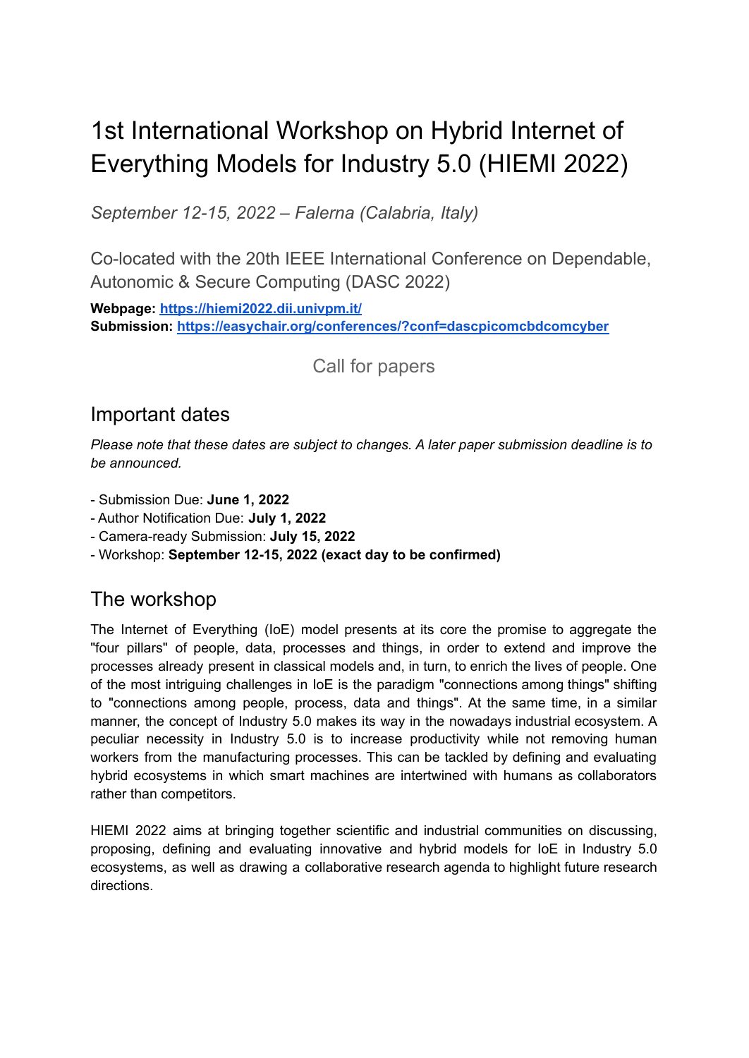# 1st International Workshop on Hybrid Internet of Everything Models for Industry 5.0 (HIEMI 2022)

*September 12-15, 2022 – Falerna (Calabria, Italy)*

Co-located with the 20th IEEE International Conference on Dependable, Autonomic & Secure Computing (DASC 2022)

**Webpage:** https://hiemi2022.dii.univpm.it/
**Submission:** https://easychair.org/conferences/?conf=dascpicomcbdcomcyber

Call for papers

## Important dates

*Please note that these dates are subject to changes. A later paper submission deadline is to be announced.*

- Submission Due: **June 1, 2022**
- Author Notification Due: **July 1, 2022**
- Camera-ready Submission: **July 15, 2022**
- Workshop: **September 12-15, 2022 (exact day to be confirmed)**

## The workshop

The Internet of Everything (IoE) model presents at its core the promise to aggregate the "four pillars" of people, data, processes and things, in order to extend and improve the processes already present in classical models and, in turn, to enrich the lives of people. One of the most intriguing challenges in IoE is the paradigm "connections among things" shifting to "connections among people, process, data and things". At the same time, in a similar manner, the concept of Industry 5.0 makes its way in the nowadays industrial ecosystem. A peculiar necessity in Industry 5.0 is to increase productivity while not removing human workers from the manufacturing processes. This can be tackled by defining and evaluating hybrid ecosystems in which smart machines are intertwined with humans as collaborators rather than competitors.

HIEMI 2022 aims at bringing together scientific and industrial communities on discussing, proposing, defining and evaluating innovative and hybrid models for IoE in Industry 5.0 ecosystems, as well as drawing a collaborative research agenda to highlight future research directions.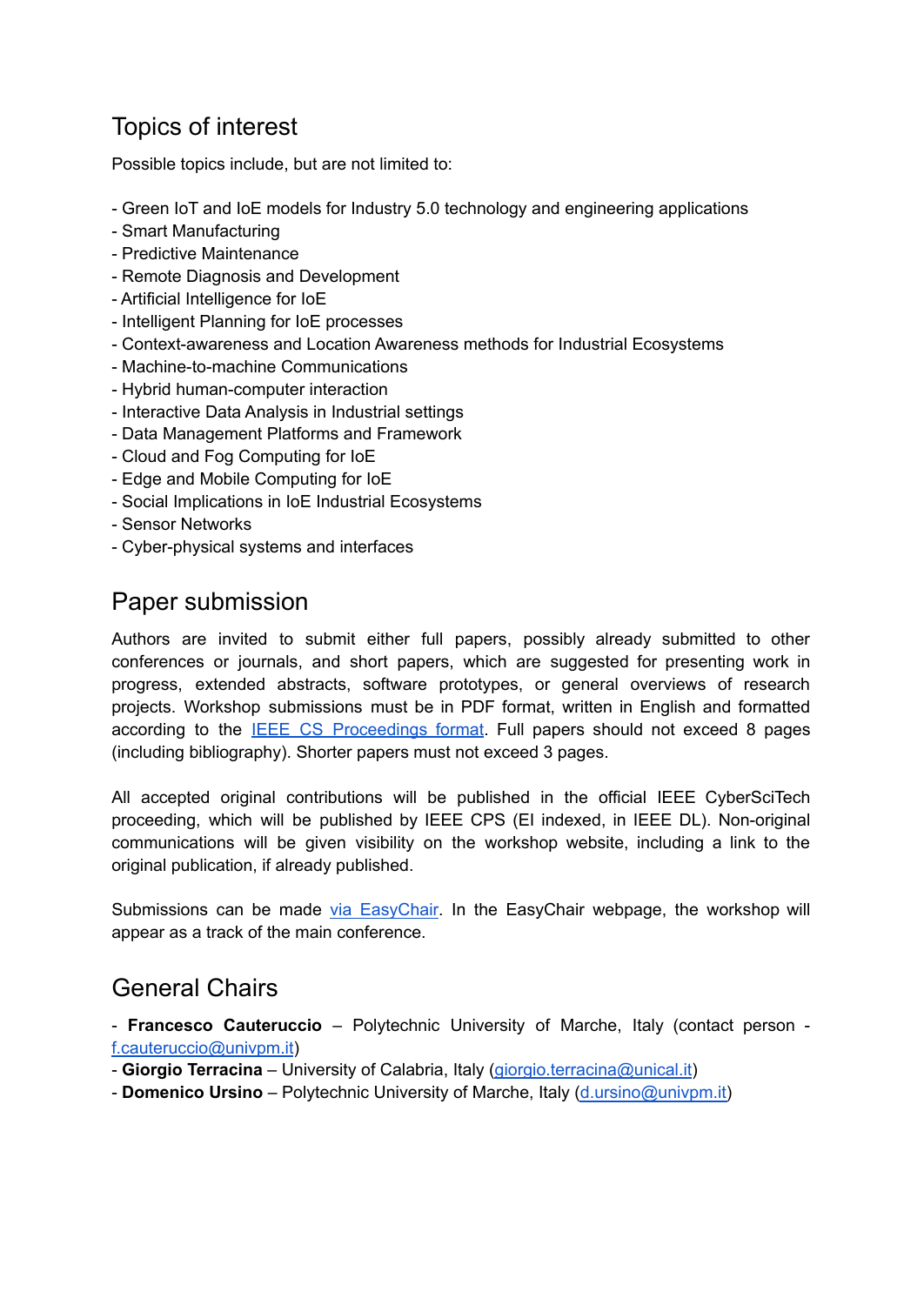## Topics of interest

Possible topics include, but are not limited to:

- Green IoT and IoE models for Industry 5.0 technology and engineering applications
- Smart Manufacturing
- Predictive Maintenance
- Remote Diagnosis and Development
- Artificial Intelligence for IoE
- Intelligent Planning for IoE processes
- Context-awareness and Location Awareness methods for Industrial Ecosystems
- Machine-to-machine Communications
- Hybrid human-computer interaction
- Interactive Data Analysis in Industrial settings
- Data Management Platforms and Framework
- Cloud and Fog Computing for IoE
- Edge and Mobile Computing for IoE
- Social Implications in IoE Industrial Ecosystems
- Sensor Networks
- Cyber-physical systems and interfaces

## Paper submission

Authors are invited to submit either full papers, possibly already submitted to other conferences or journals, and short papers, which are suggested for presenting work in progress, extended abstracts, software prototypes, or general overviews of research projects. Workshop submissions must be in PDF format, written in English and formatted according to the IEEE CS Proceedings format. Full papers should not exceed 8 pages (including bibliography). Shorter papers must not exceed 3 pages.

All accepted original contributions will be published in the official IEEE CyberSciTech proceeding, which will be published by IEEE CPS (EI indexed, in IEEE DL). Non-original communications will be given visibility on the workshop website, including a link to the original publication, if already published.

Submissions can be made via EasyChair. In the EasyChair webpage, the workshop will appear as a track of the main conference.

## General Chairs

- **Francesco Cauteruccio** – Polytechnic University of Marche, Italy (contact person - f.cauteruccio@univpm.it)
- **Giorgio Terracina** – University of Calabria, Italy (giorgio.terracina@unical.it)
- **Domenico Ursino** – Polytechnic University of Marche, Italy (d.ursino@univpm.it)